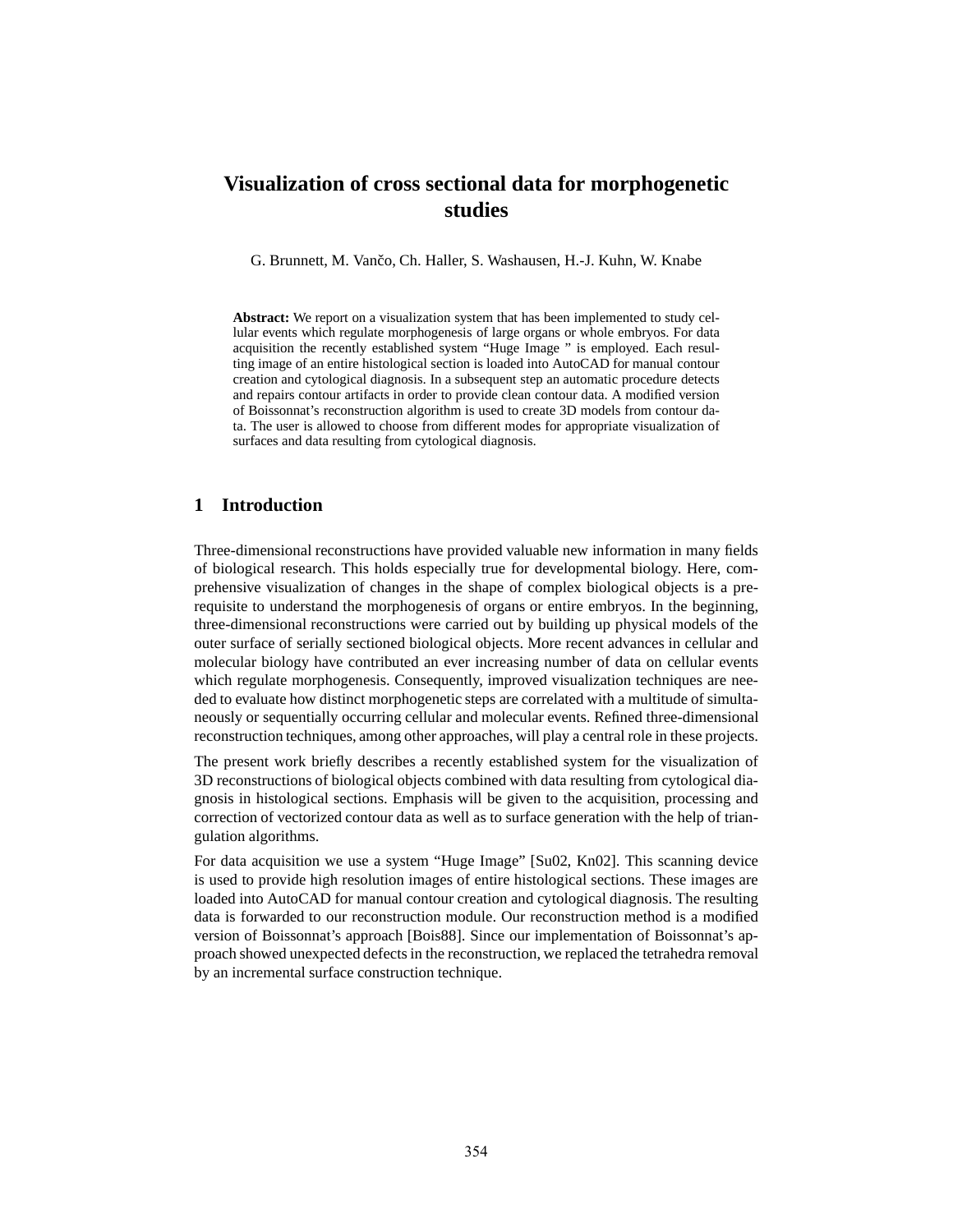# Visualization of cross sectional data for morphogenetic studies

G. Brunnett, M. Vančo, Ch. Haller, S. Washausen, H.-J. Kuhn, W. Knabe

**Abstract:** We report on a visualization system that has been implemented to study cellular events which regulate morphogenesis of large organs or whole embryos. For data acquisition the recently established system "Huge Image " is employed. Each resulting image of an entire histological section is loaded into AutoCAD for manual contour creation and cytological diagnosis. In a subsequent step an automatic procedure detects and repairs contour artifacts in order to provide clean contour data. A modified version of Boissonnat's reconstruction algorithm is used to create 3D models from contour data. The user is allowed to choose from different modes for appropriate visualization of surfaces and data resulting from cytological diagnosis.

## 1 Introduction

Three-dimensional reconstructions have provided valuable new information in many fields of biological research. This holds especially true for developmental biology. Here, comprehensive visualization of changes in the shape of complex biological objects is a prerequisite to understand the morphogenesis of organs or entire embryos. In the beginning, three-dimensional reconstructions were carried out by building up physical models of the outer surface of serially sectioned biological objects. More recent advances in cellular and molecular biology have contributed an ever increasing number of data on cellular events which regulate morphogenesis. Consequently, improved visualization techniques are needed to evaluate how distinct morphogenetic steps are correlated with a multitude of simultaneously or sequentially occurring cellular and molecular events. Refined three-dimensional reconstruction techniques, among other approaches, will play a central role in these projects.

The present work briefly describes a recently established system for the visualization of 3D reconstructions of biological objects combined with data resulting from cytological diagnosis in histological sections. Emphasis will be given to the acquisition, processing and correction of vectorized contour data as well as to surface generation with the help of triangulation algorithms.

For data acquisition we use a system "Huge Image" [Su02, Kn02]. This scanning device is used to provide high resolution images of entire histological sections. These images are loaded into AutoCAD for manual contour creation and cytological diagnosis. The resulting data is forwarded to our reconstruction module. Our reconstruction method is a modified version of Boissonnat's approach [Bois88]. Since our implementation of Boissonnat's approach showed unexpected defects in the reconstruction, we replaced the tetrahedra removal by an incremental surface construction technique.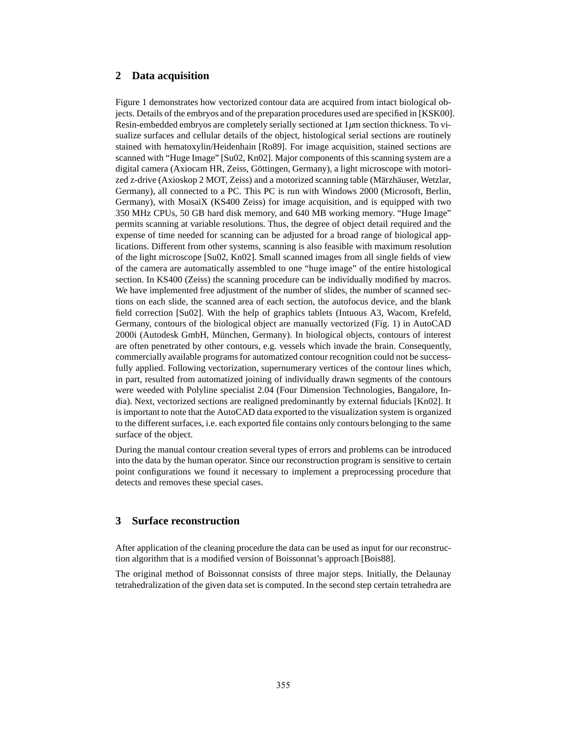## 2 Data acquisition

Figure 1 demonstrates how vectorized contour data are acquired from intact biological objects. Details of the embryos and of the preparation procedures used are specified in [KSK00]. Resin-embedded embryos are completely serially sectioned at 1$\mu$m section thickness. To visualize surfaces and cellular details of the object, histological serial sections are routinely stained with hematoxylin/Heidenhain [Ro89]. For image acquisition, stained sections are scanned with "Huge Image" [Su02, Kn02]. Major components of this scanning system are a digital camera (Axiocam HR, Zeiss, Göttingen, Germany), a light microscope with motorized z-drive (Axioskop 2 MOT, Zeiss) and a motorized scanning table (Märzhäuser, Wetzlar, Germany), all connected to a PC. This PC is run with Windows 2000 (Microsoft, Berlin, Germany), with MosaiX (KS400 Zeiss) for image acquisition, and is equipped with two 350 MHz CPUs, 50 GB hard disk memory, and 640 MB working memory. "Huge Image" permits scanning at variable resolutions. Thus, the degree of object detail required and the expense of time needed for scanning can be adjusted for a broad range of biological applications. Different from other systems, scanning is also feasible with maximum resolution of the light microscope [Su02, Kn02]. Small scanned images from all single fields of view of the camera are automatically assembled to one "huge image" of the entire histological section. In KS400 (Zeiss) the scanning procedure can be individually modified by macros. We have implemented free adjustment of the number of slides, the number of scanned sections on each slide, the scanned area of each section, the autofocus device, and the blank field correction [Su02]. With the help of graphics tablets (Intuous A3, Wacom, Krefeld, Germany, contours of the biological object are manually vectorized (Fig. 1) in AutoCAD 2000i (Autodesk GmbH, München, Germany). In biological objects, contours of interest are often penetrated by other contours, e.g. vessels which invade the brain. Consequently, commercially available programs for automatized contour recognition could not be successfully applied. Following vectorization, supernumerary vertices of the contour lines which, in part, resulted from automatized joining of individually drawn segments of the contours were weeded with Polyline specialist 2.04 (Four Dimension Technologies, Bangalore, India). Next, vectorized sections are realigned predominantly by external fiducials [Kn02]. It is important to note that the AutoCAD data exported to the visualization system is organized to the different surfaces, i.e. each exported file contains only contours belonging to the same surface of the object.

During the manual contour creation several types of errors and problems can be introduced into the data by the human operator. Since our reconstruction program is sensitive to certain point configurations we found it necessary to implement a preprocessing procedure that detects and removes these special cases.

## 3 Surface reconstruction

After application of the cleaning procedure the data can be used as input for our reconstruction algorithm that is a modified version of Boissonnat's approach [Bois88].

The original method of Boissonnat consists of three major steps. Initially, the Delaunay tetrahedralization of the given data set is computed. In the second step certain tetrahedra are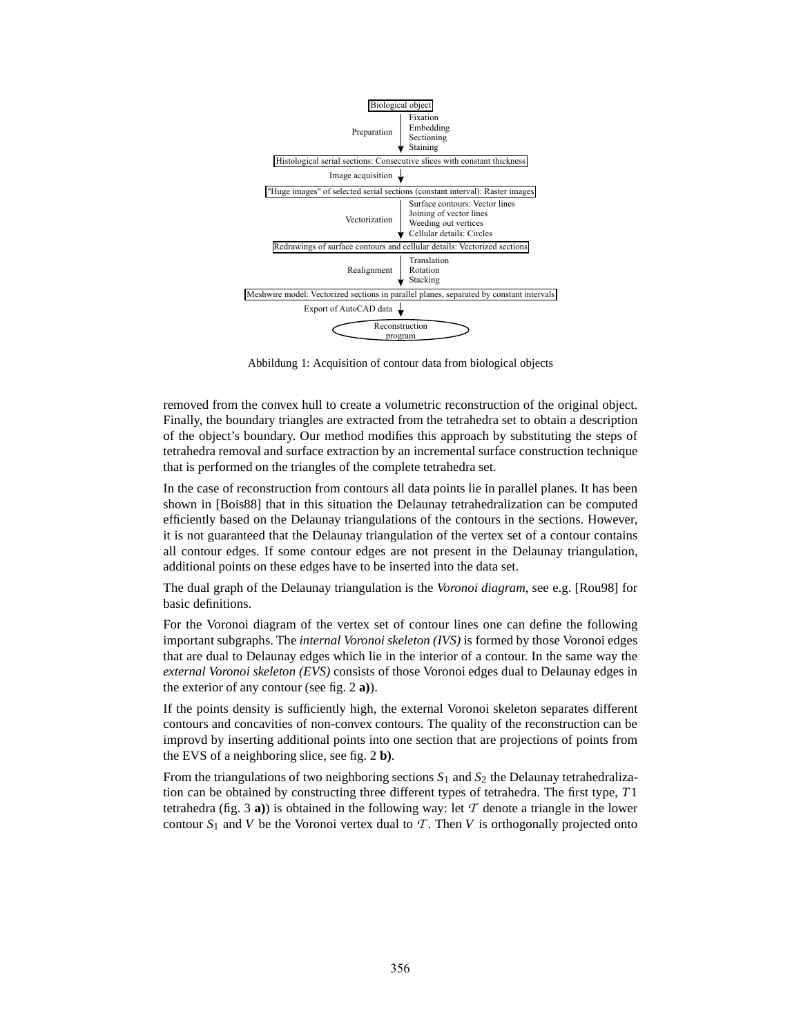Biological object

Preparation: Fixation, Embedding, Sectioning, Staining

Histological serial sections: Consecutive slices with constant thickness

Image acquisition

"Huge images" of selected serial sections (constant interval): Raster images

Vectorization: Surface contours: Vector lines, Joining of vector lines, Weeding out vertices, Cellular details: Circles

Redrawings of surface contours and cellular details: Vectorized sections

Realignment: Translation, Rotation, Stacking

Meshwire model: Vectorized sections in parallel planes, separated by constant intervals

Export of AutoCAD data

Reconstruction program

Abbildung 1: Acquisition of contour data from biological objects

removed from the convex hull to create a volumetric reconstruction of the original object. Finally, the boundary triangles are extracted from the tetrahedra set to obtain a description of the object's boundary. Our method modifies this approach by substituting the steps of tetrahedra removal and surface extraction by an incremental surface construction technique that is performed on the triangles of the complete tetrahedra set.

In the case of reconstruction from contours all data points lie in parallel planes. It has been shown in [Bois88] that in this situation the Delaunay tetrahedralization can be computed efficiently based on the Delaunay triangulations of the contours in the sections. However, it is not guaranteed that the Delaunay triangulation of the vertex set of a contour contains all contour edges. If some contour edges are not present in the Delaunay triangulation, additional points on these edges have to be inserted into the data set.

The dual graph of the Delaunay triangulation is the *Voronoi diagram*, see e.g. [Rou98] for basic definitions.

For the Voronoi diagram of the vertex set of contour lines one can define the following important subgraphs. The *internal Voronoi skeleton (IVS)* is formed by those Voronoi edges that are dual to Delaunay edges which lie in the interior of a contour. In the same way the *external Voronoi skeleton (EVS)* consists of those Voronoi edges dual to Delaunay edges in the exterior of any contour (see fig. 2 **a)**).

If the points density is sufficiently high, the external Voronoi skeleton separates different contours and concavities of non-convex contours. The quality of the reconstruction can be improvd by inserting additional points into one section that are projections of points from the EVS of a neighboring slice, see fig. 2 **b)**.

From the triangulations of two neighboring sections $S_1$ and $S_2$ the Delaunay tetrahedralization can be obtained by constructing three different types of tetrahedra. The first type, $T1$ tetrahedra (fig. 3 **a)**) is obtained in the following way: let $\mathcal{T}$ denote a triangle in the lower contour $S_1$ and $V$ be the Voronoi vertex dual to $\mathcal{T}$. Then $V$ is orthogonally projected onto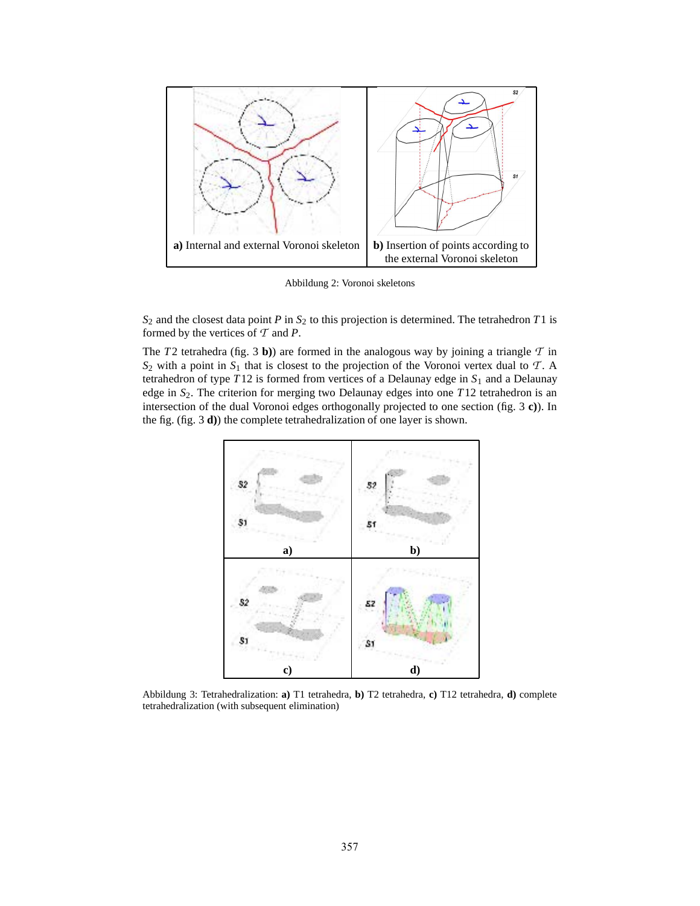a) Internal and external Voronoi skeleton

b) Insertion of points according to the external Voronoi skeleton

Abbildung 2: Voronoi skeletons

$S_2$ and the closest data point $P$ in $S_2$ to this projection is determined. The tetrahedron $T1$ is formed by the vertices of $\mathcal{T}$ and $P$.

The $T2$ tetrahedra (fig. 3 **b)**) are formed in the analogous way by joining a triangle $\mathcal{T}$ in $S_2$ with a point in $S_1$ that is closest to the projection of the Voronoi vertex dual to $\mathcal{T}$. A tetrahedron of type $T12$ is formed from vertices of a Delaunay edge in $S_1$ and a Delaunay edge in $S_2$. The criterion for merging two Delaunay edges into one $T12$ tetrahedron is an intersection of the dual Voronoi edges orthogonally projected to one section (fig. 3 **c)**). In the fig. (fig. 3 **d)**) the complete tetrahedralization of one layer is shown.

Abbildung 3: Tetrahedralization: **a)** T1 tetrahedra, **b)** T2 tetrahedra, **c)** T12 tetrahedra, **d)** complete tetrahedralization (with subsequent elimination)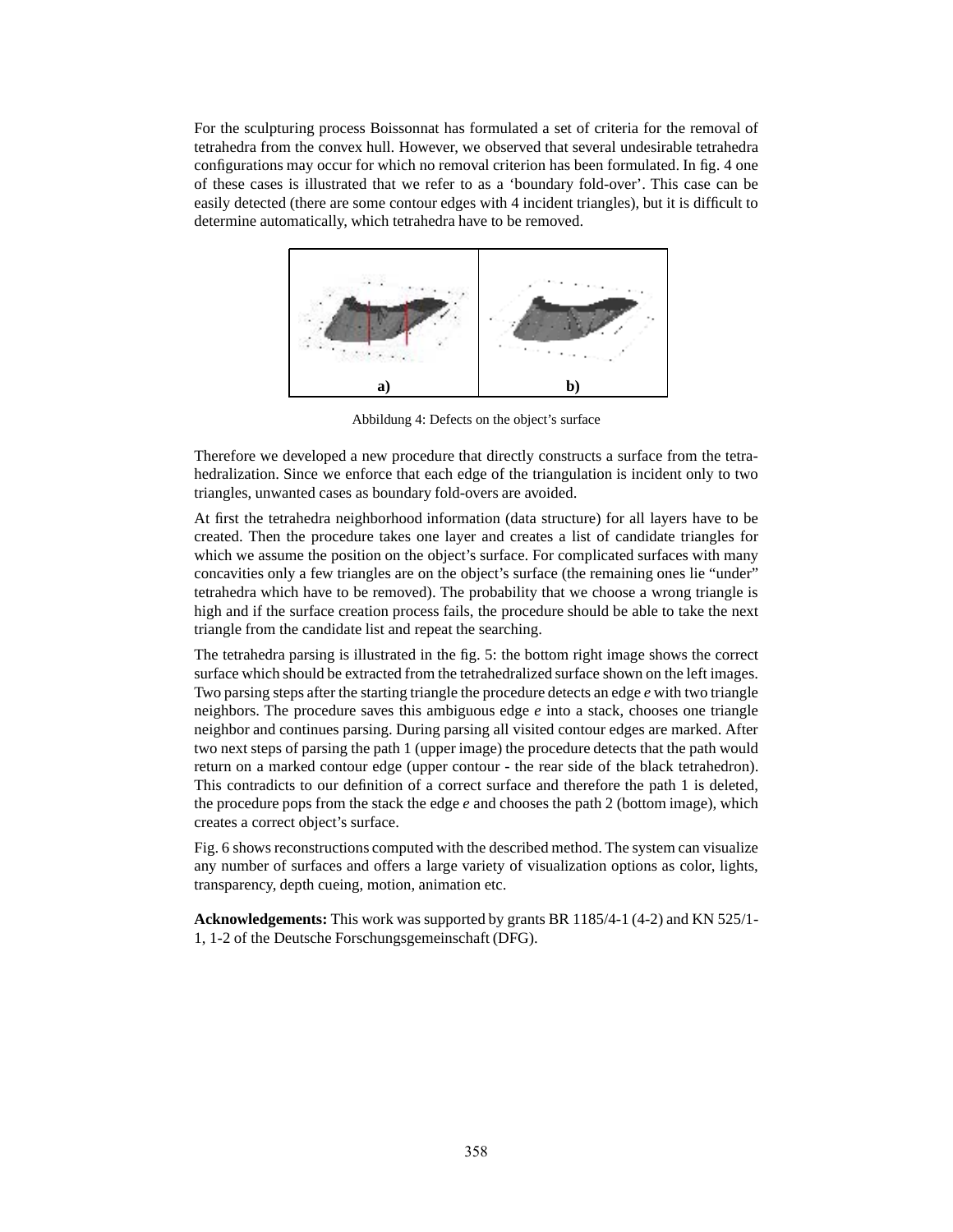For the sculpturing process Boissonnat has formulated a set of criteria for the removal of tetrahedra from the convex hull. However, we observed that several undesirable tetrahedra configurations may occur for which no removal criterion has been formulated. In fig. 4 one of these cases is illustrated that we refer to as a 'boundary fold-over'. This case can be easily detected (there are some contour edges with 4 incident triangles), but it is difficult to determine automatically, which tetrahedra have to be removed.

**a)** **b)**

Abbildung 4: Defects on the object's surface

Therefore we developed a new procedure that directly constructs a surface from the tetrahedralization. Since we enforce that each edge of the triangulation is incident only to two triangles, unwanted cases as boundary fold-overs are avoided.

At first the tetrahedra neighborhood information (data structure) for all layers have to be created. Then the procedure takes one layer and creates a list of candidate triangles for which we assume the position on the object's surface. For complicated surfaces with many concavities only a few triangles are on the object's surface (the remaining ones lie "under" tetrahedra which have to be removed). The probability that we choose a wrong triangle is high and if the surface creation process fails, the procedure should be able to take the next triangle from the candidate list and repeat the searching.

The tetrahedra parsing is illustrated in the fig. 5: the bottom right image shows the correct surface which should be extracted from the tetrahedralized surface shown on the left images. Two parsing steps after the starting triangle the procedure detects an edge *e* with two triangle neighbors. The procedure saves this ambiguous edge *e* into a stack, chooses one triangle neighbor and continues parsing. During parsing all visited contour edges are marked. After two next steps of parsing the path 1 (upper image) the procedure detects that the path would return on a marked contour edge (upper contour - the rear side of the black tetrahedron). This contradicts to our definition of a correct surface and therefore the path 1 is deleted, the procedure pops from the stack the edge *e* and chooses the path 2 (bottom image), which creates a correct object's surface.

Fig. 6 shows reconstructions computed with the described method. The system can visualize any number of surfaces and offers a large variety of visualization options as color, lights, transparency, depth cueing, motion, animation etc.

**Acknowledgements:** This work was supported by grants BR 1185/4-1 (4-2) and KN 525/1-1, 1-2 of the Deutsche Forschungsgemeinschaft (DFG).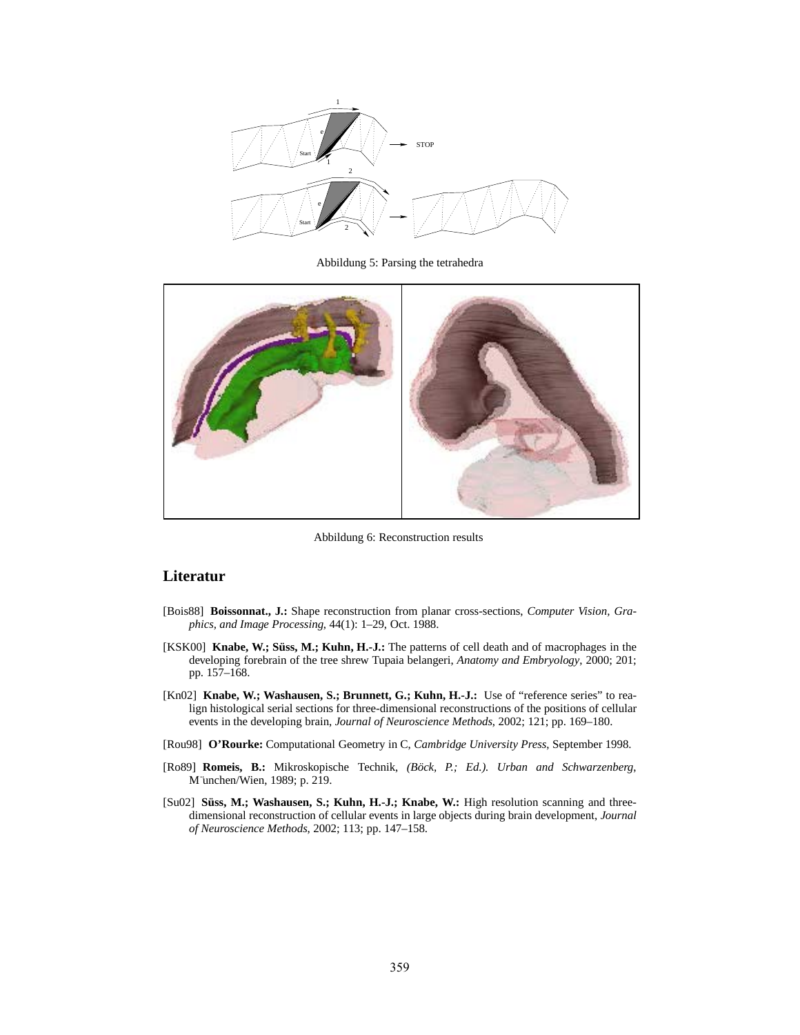1

e

Start

1

STOP

2

e

Start

2

Abbildung 5: Parsing the tetrahedra

Abbildung 6: Reconstruction results

## Literatur

[Bois88] **Boissonnat., J.:** Shape reconstruction from planar cross-sections, *Computer Vision, Graphics, and Image Processing*, 44(1): 1–29, Oct. 1988.

[KSK00] **Knabe, W.; Süss, M.; Kuhn, H.-J.:** The patterns of cell death and of macrophages in the developing forebrain of the tree shrew Tupaia belangeri, *Anatomy and Embryology*, 2000; 201; pp. 157–168.

[Kn02] **Knabe, W.; Washausen, S.; Brunnett, G.; Kuhn, H.-J.:** Use of "reference series" to realign histological serial sections for three-dimensional reconstructions of the positions of cellular events in the developing brain, *Journal of Neuroscience Methods*, 2002; 121; pp. 169–180.

[Rou98] **O'Rourke:** Computational Geometry in C, *Cambridge University Press*, September 1998.

[Ro89] **Romeis, B.:** Mikroskopische Technik, *(Böck, P.; Ed.). Urban and Schwarzenberg*, M¨unchen/Wien, 1989; p. 219.

[Su02] **Süss, M.; Washausen, S.; Kuhn, H.-J.; Knabe, W.:** High resolution scanning and three-dimensional reconstruction of cellular events in large objects during brain development, *Journal of Neuroscience Methods*, 2002; 113; pp. 147–158.